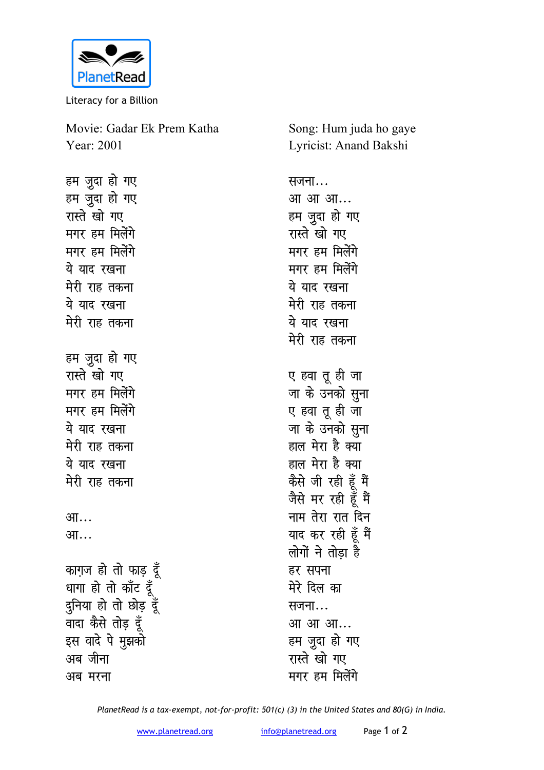PlanetRead

Literacy for a Billion

Movie: Gadar Ek Prem Katha
Year: 2001

Song: Hum juda ho gaye
Lyricist: Anand Bakshi

हम जुदा हो गए
हम जुदा हो गए
रास्ते खो गए
मगर हम मिलेंगे
मगर हम मिलेंगे
ये याद रखना
मेरी राह तकना
ये याद रखना
मेरी राह तकना

हम जुदा हो गए
रास्ते खो गए
मगर हम मिलेंगे
मगर हम मिलेंगे
ये याद रखना
मेरी राह तकना
ये याद रखना
मेरी राह तकना

आ...
आ...

काग़ज हो तो फाड़ दूँ
धागा हो तो काँट दूँ
दुनिया हो तो छोड़ दूँ
वादा कैसे तोड़ दूँ
इस वादे पे मुझको
अब जीना
अब मरना

सजना...
आ आ आ...
हम जुदा हो गए
रास्ते खो गए
मगर हम मिलेंगे
मगर हम मिलेंगे
ये याद रखना
मेरी राह तकना
ये याद रखना
मेरी राह तकना

ए हवा तू ही जा
जा के उनको सुना
ए हवा तू ही जा
जा के उनको सुना
हाल मेरा है क्या
हाल मेरा है क्या
कैसे जी रही हूँ मैं
जैसे मर रही हूँ मैं
नाम तेरा रात दिन
याद कर रही हूँ मैं
लोगों ने तोड़ा है
हर सपना
मेरे दिल का
सजना...
आ आ आ...
हम जुदा हो गए
रास्ते खो गए
मगर हम मिलेंगे

*PlanetRead is a tax-exempt, not-for-profit: 501(c) (3) in the United States and 80(G) in India.*

www.planetread.org info@planetread.org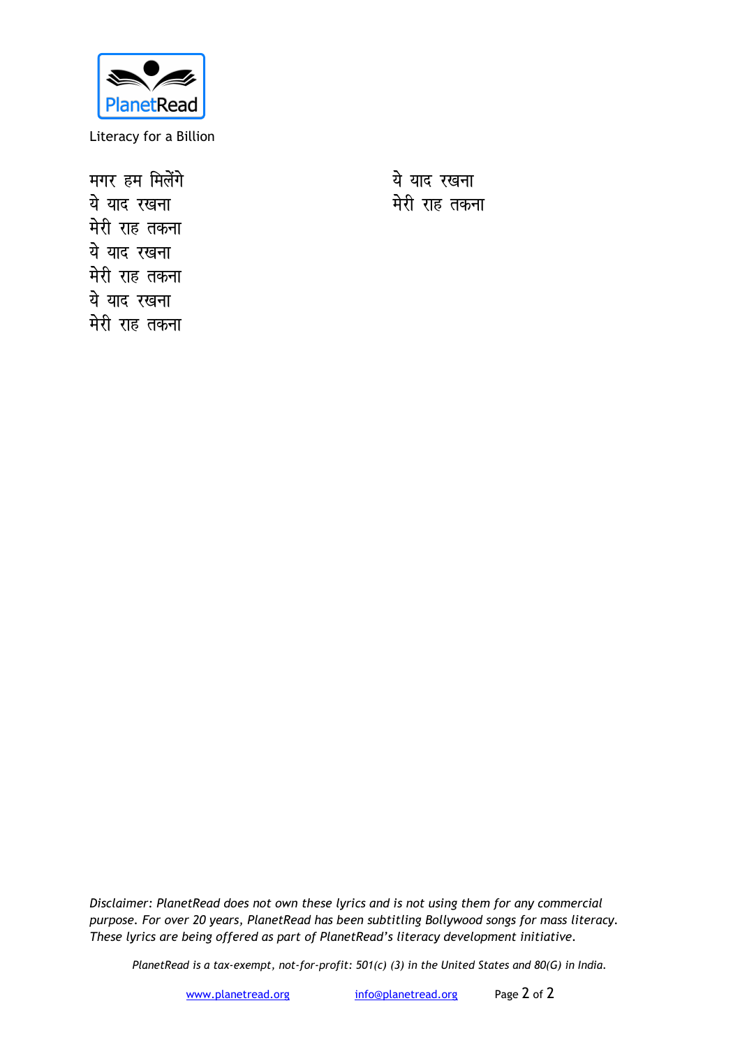Literacy for a Billion

मगर हम मिलेंगे
ये याद रखना
मेरी राह तकना
ये याद रखना
मेरी राह तकना
ये याद रखना
मेरी राह तकना

ये याद रखना
मेरी राह तकना

*Disclaimer: PlanetRead does not own these lyrics and is not using them for any commercial purpose. For over 20 years, PlanetRead has been subtitling Bollywood songs for mass literacy. These lyrics are being offered as part of PlanetRead's literacy development initiative.*

*PlanetRead is a tax-exempt, not-for-profit: 501(c) (3) in the United States and 80(G) in India.*

www.planetread.org info@planetread.org